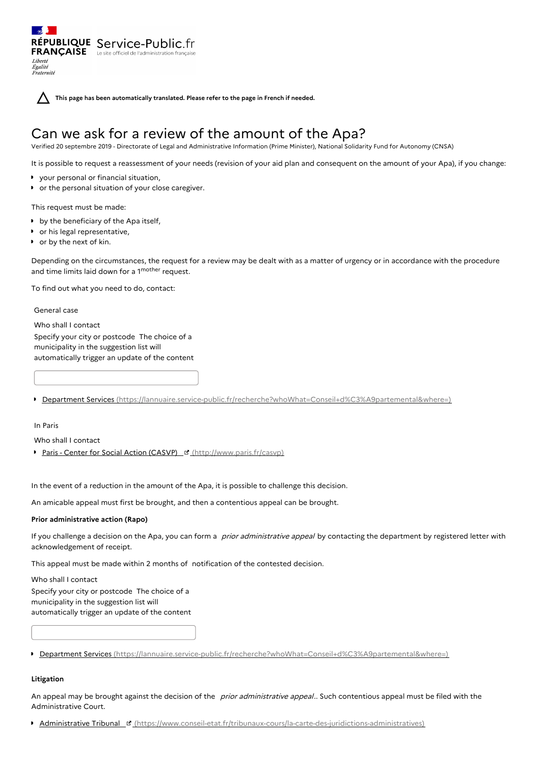RÉPUBLIQUE FRANÇAISE

*Liberté Égalité Fraternité*

Service-Public.fr

Le site officiel de l'administration française

**This page has been automatically translated. Please refer to the page in French if needed.**

# Can we ask for a review of the amount of the Apa?

Verified 20 septembre 2019 - Directorate of Legal and Administrative Information (Prime Minister), National Solidarity Fund for Autonomy (CNSA)

It is possible to request a reassessment of your needs (revision of your aid plan and consequent on the amount of your Apa), if you change:

- your personal or financial situation,
- or the personal situation of your close caregiver.

This request must be made:

- by the beneficiary of the Apa itself,
- or his legal representative,
- or by the next of kin.

Depending on the circumstances, the request for a review may be dealt with as a matter of urgency or in accordance with the procedure and time limits laid down for a 1[mother] request.

To find out what you need to do, contact:

General case

Who shall I contact

Specify your city or postcode The choice of a municipality in the suggestion list will automatically trigger an update of the content

- Department Services (https://lannuaire.service-public.fr/recherche?whoWhat=Conseil+d%C3%A9partemental&where=)

In Paris

Who shall I contact

- Paris - Center for Social Action (CASVP) (http://www.paris.fr/casvp)

In the event of a reduction in the amount of the Apa, it is possible to challenge this decision.

An amicable appeal must first be brought, and then a contentious appeal can be brought.

**Prior administrative action (Rapo)**

If you challenge a decision on the Apa, you can form a *prior administrative appeal* by contacting the department by registered letter with acknowledgement of receipt.

This appeal must be made within 2 months of notification of the contested decision.

Who shall I contact

Specify your city or postcode The choice of a municipality in the suggestion list will automatically trigger an update of the content

- Department Services (https://lannuaire.service-public.fr/recherche?whoWhat=Conseil+d%C3%A9partemental&where=)

**Litigation**

An appeal may be brought against the decision of the *prior administrative appeal*.. Such contentious appeal must be filed with the Administrative Court.

- Administrative Tribunal (https://www.conseil-etat.fr/tribunaux-cours/la-carte-des-juridictions-administratives)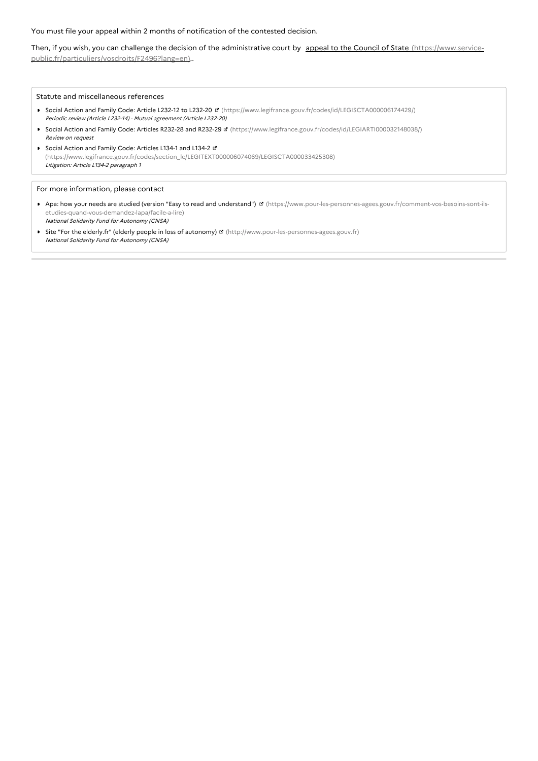You must file your appeal within 2 months of notification of the contested decision.

Then, if you wish, you can challenge the decision of the administrative court by appeal to the Council of State (https://www.service-public.fr/particuliers/vosdroits/F2496?lang=en)..

Statute and miscellaneous references

- Social Action and Family Code: Article L232-12 to L232-20 (https://www.legifrance.gouv.fr/codes/id/LEGISCTA000006174429/)
  *Periodic review (Article L232-14) - Mutual agreement (Article L232-20)*
- Social Action and Family Code: Articles R232-28 and R232-29 (https://www.legifrance.gouv.fr/codes/id/LEGIARTI000032148038/)
  *Review on request*
- Social Action and Family Code: Articles L134-1 and L134-2 (https://www.legifrance.gouv.fr/codes/section_lc/LEGITEXT000006074069/LEGISCTA000033425308)
  *Litigation: Article L134-2 paragraph 1*

For more information, please contact

- Apa: how your needs are studied (version "Easy to read and understand") (https://www.pour-les-personnes-agees.gouv.fr/comment-vos-besoins-sont-ils-etudies-quand-vous-demandez-lapa/facile-a-lire)
  *National Solidarity Fund for Autonomy (CNSA)*
- Site "For the elderly.fr" (elderly people in loss of autonomy) (http://www.pour-les-personnes-agees.gouv.fr)
  *National Solidarity Fund for Autonomy (CNSA)*